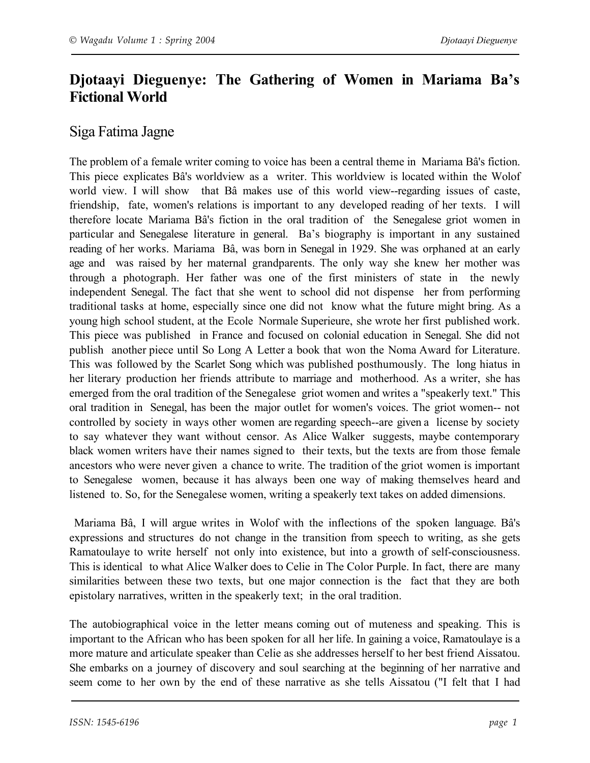# Djotaayi Dieguenye: The Gathering of Women in Mariama Ba's Fictional World

## Siga Fatima Jagne

The problem of a female writer coming to voice has been a central theme in Mariama Bâ's fiction. This piece explicates Bâ's worldview as a writer. This worldview is located within the Wolof world view. I will show that Bâ makes use of this world view--regarding issues of caste, friendship, fate, women's relations is important to any developed reading of her texts. I will therefore locate Mariama Bâ's fiction in the oral tradition of the Senegalese griot women in particular and Senegalese literature in general. Ba's biography is important in any sustained reading of her works. Mariama Bâ, was born in Senegal in 1929. She was orphaned at an early age and was raised by her maternal grandparents. The only way she knew her mother was through a photograph. Her father was one of the first ministers of state in the newly independent Senegal. The fact that she went to school did not dispense her from performing traditional tasks at home, especially since one did not know what the future might bring. As a young high school student, at the Ecole Normale Superieure, she wrote her first published work. This piece was published in France and focused on colonial education in Senegal. She did not publish another piece until So Long A Letter a book that won the Noma Award for Literature. This was followed by the Scarlet Song which was published posthumously. The long hiatus in her literary production her friends attribute to marriage and motherhood. As a writer, she has emerged from the oral tradition of the Senegalese griot women and writes a "speakerly text." This oral tradition in Senegal, has been the major outlet for women's voices. The griot women-- not controlled by society in ways other women are regarding speech--are given a license by society to say whatever they want without censor. As Alice Walker suggests, maybe contemporary black women writers have their names signed to their texts, but the texts are from those female ancestors who were never given a chance to write. The tradition of the griot women is important to Senegalese women, because it has always been one way of making themselves heard and listened to. So, for the Senegalese women, writing a speakerly text takes on added dimensions.

Mariama Bâ, I will argue writes in Wolof with the inflections of the spoken language. Bâ's expressions and structures do not change in the transition from speech to writing, as she gets Ramatoulaye to write herself not only into existence, but into a growth of self-consciousness. This is identical to what Alice Walker does to Celie in The Color Purple. In fact, there are many similarities between these two texts, but one major connection is the fact that they are both epistolary narratives, written in the speakerly text; in the oral tradition.

The autobiographical voice in the letter means coming out of muteness and speaking. This is important to the African who has been spoken for all her life. In gaining a voice, Ramatoulaye is a more mature and articulate speaker than Celie as she addresses herself to her best friend Aissatou. She embarks on a journey of discovery and soul searching at the beginning of her narrative and seem come to her own by the end of these narrative as she tells Aissatou ("I felt that I had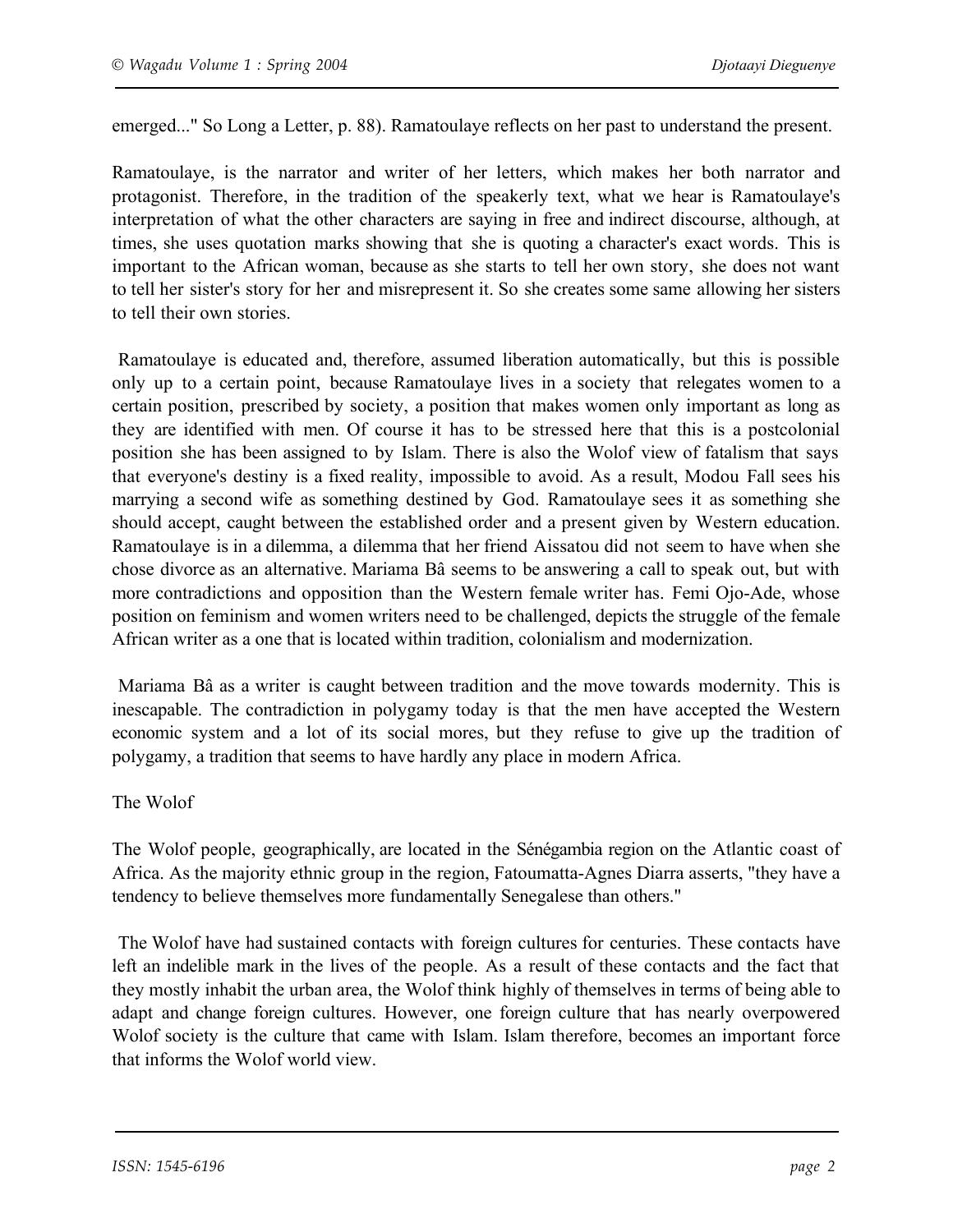emerged..." So Long a Letter, p. 88). Ramatoulaye reflects on her past to understand the present.

Ramatoulaye, is the narrator and writer of her letters, which makes her both narrator and protagonist. Therefore, in the tradition of the speakerly text, what we hear is Ramatoulaye's interpretation of what the other characters are saying in free and indirect discourse, although, at times, she uses quotation marks showing that she is quoting a character's exact words. This is important to the African woman, because as she starts to tell her own story, she does not want to tell her sister's story for her and misrepresent it. So she creates some same allowing her sisters to tell their own stories.

Ramatoulaye is educated and, therefore, assumed liberation automatically, but this is possible only up to a certain point, because Ramatoulaye lives in a society that relegates women to a certain position, prescribed by society, a position that makes women only important as long as they are identified with men. Of course it has to be stressed here that this is a postcolonial position she has been assigned to by Islam. There is also the Wolof view of fatalism that says that everyone's destiny is a fixed reality, impossible to avoid. As a result, Modou Fall sees his marrying a second wife as something destined by God. Ramatoulaye sees it as something she should accept, caught between the established order and a present given by Western education. Ramatoulaye is in a dilemma, a dilemma that her friend Aissatou did not seem to have when she chose divorce as an alternative. Mariama Bâ seems to be answering a call to speak out, but with more contradictions and opposition than the Western female writer has. Femi Ojo-Ade, whose position on feminism and women writers need to be challenged, depicts the struggle of the female African writer as a one that is located within tradition, colonialism and modernization.

Mariama Bâ as a writer is caught between tradition and the move towards modernity. This is inescapable. The contradiction in polygamy today is that the men have accepted the Western economic system and a lot of its social mores, but they refuse to give up the tradition of polygamy, a tradition that seems to have hardly any place in modern Africa.

## The Wolof

The Wolof people, geographically, are located in the Sénégambia region on the Atlantic coast of Africa. As the majority ethnic group in the region, Fatoumatta-Agnes Diarra asserts, "they have a tendency to believe themselves more fundamentally Senegalese than others."

The Wolof have had sustained contacts with foreign cultures for centuries. These contacts have left an indelible mark in the lives of the people. As a result of these contacts and the fact that they mostly inhabit the urban area, the Wolof think highly of themselves in terms of being able to adapt and change foreign cultures. However, one foreign culture that has nearly overpowered Wolof society is the culture that came with Islam. Islam therefore, becomes an important force that informs the Wolof world view.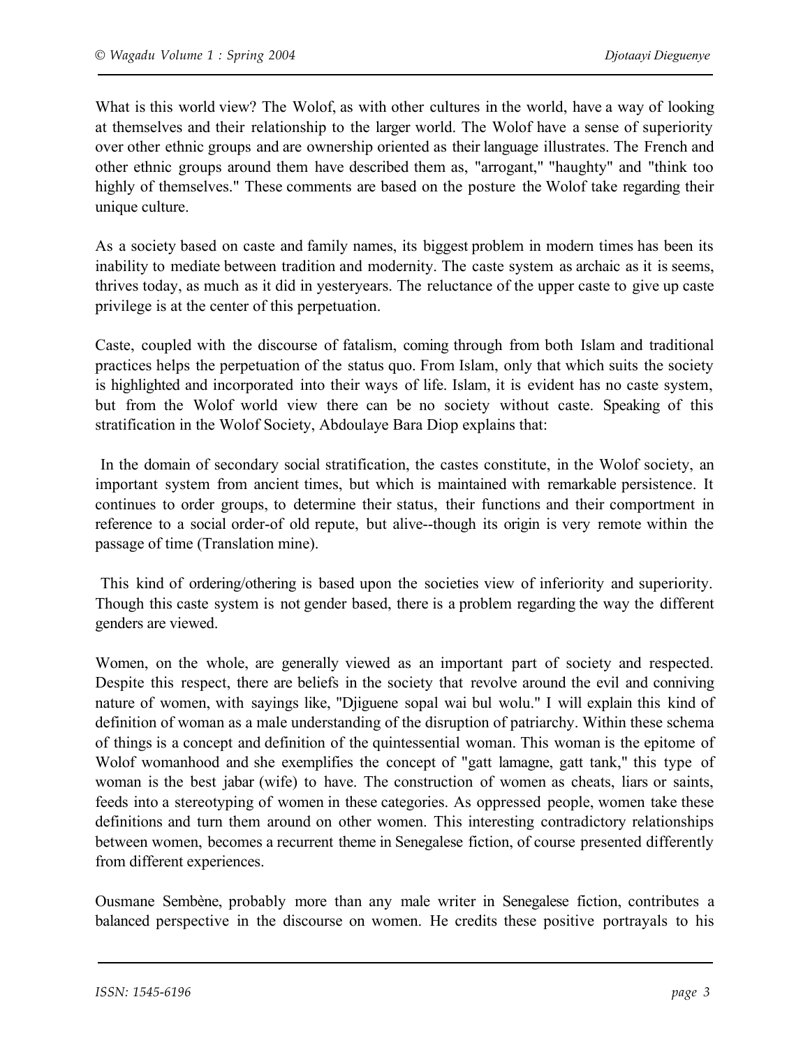What is this world view? The Wolof, as with other cultures in the world, have a way of looking at themselves and their relationship to the larger world. The Wolof have a sense of superiority over other ethnic groups and are ownership oriented as their language illustrates. The French and other ethnic groups around them have described them as, "arrogant," "haughty" and "think too highly of themselves." These comments are based on the posture the Wolof take regarding their unique culture.

As a society based on caste and family names, its biggest problem in modern times has been its inability to mediate between tradition and modernity. The caste system as archaic as it is seems, thrives today, as much as it did in yesteryears. The reluctance of the upper caste to give up caste privilege is at the center of this perpetuation.

Caste, coupled with the discourse of fatalism, coming through from both Islam and traditional practices helps the perpetuation of the status quo. From Islam, only that which suits the society is highlighted and incorporated into their ways of life. Islam, it is evident has no caste system, but from the Wolof world view there can be no society without caste. Speaking of this stratification in the Wolof Society, Abdoulaye Bara Diop explains that:

> In the domain of secondary social stratification, the castes constitute, in the Wolof society, an important system from ancient times, but which is maintained with remarkable persistence. It continues to order groups, to determine their status, their functions and their comportment in reference to a social order-of old repute, but alive--though its origin is very remote within the passage of time (Translation mine).

This kind of ordering/othering is based upon the societies view of inferiority and superiority. Though this caste system is not gender based, there is a problem regarding the way the different genders are viewed.

Women, on the whole, are generally viewed as an important part of society and respected. Despite this respect, there are beliefs in the society that revolve around the evil and conniving nature of women, with sayings like, "Djiguene sopal wai bul wolu." I will explain this kind of definition of woman as a male understanding of the disruption of patriarchy. Within these schema of things is a concept and definition of the quintessential woman. This woman is the epitome of Wolof womanhood and she exemplifies the concept of "gatt lamagne, gatt tank," this type of woman is the best jabar (wife) to have. The construction of women as cheats, liars or saints, feeds into a stereotyping of women in these categories. As oppressed people, women take these definitions and turn them around on other women. This interesting contradictory relationships between women, becomes a recurrent theme in Senegalese fiction, of course presented differently from different experiences.

Ousmane Sembène, probably more than any male writer in Senegalese fiction, contributes a balanced perspective in the discourse on women. He credits these positive portrayals to his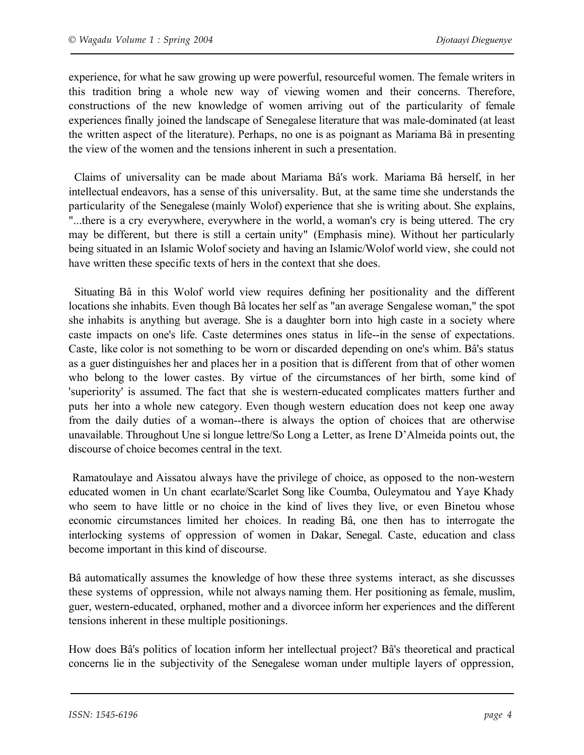experience, for what he saw growing up were powerful, resourceful women. The female writers in this tradition bring a whole new way of viewing women and their concerns. Therefore, constructions of the new knowledge of women arriving out of the particularity of female experiences finally joined the landscape of Senegalese literature that was male-dominated (at least the written aspect of the literature). Perhaps, no one is as poignant as Mariama Bâ in presenting the view of the women and the tensions inherent in such a presentation.

Claims of universality can be made about Mariama Bâ's work. Mariama Bâ herself, in her intellectual endeavors, has a sense of this universality. But, at the same time she understands the particularity of the Senegalese (mainly Wolof) experience that she is writing about. She explains, "...there is a cry everywhere, everywhere in the world, a woman's cry is being uttered. The cry may be different, but there is still a certain unity" (Emphasis mine). Without her particularly being situated in an Islamic Wolof society and having an Islamic/Wolof world view, she could not have written these specific texts of hers in the context that she does.

Situating Bâ in this Wolof world view requires defining her positionality and the different locations she inhabits. Even though Bâ locates her self as "an average Sengalese woman," the spot she inhabits is anything but average. She is a daughter born into high caste in a society where caste impacts on one's life. Caste determines ones status in life--in the sense of expectations. Caste, like color is not something to be worn or discarded depending on one's whim. Bâ's status as a guer distinguishes her and places her in a position that is different from that of other women who belong to the lower castes. By virtue of the circumstances of her birth, some kind of 'superiority' is assumed. The fact that she is western-educated complicates matters further and puts her into a whole new category. Even though western education does not keep one away from the daily duties of a woman--there is always the option of choices that are otherwise unavailable. Throughout Une si longue lettre/So Long a Letter, as Irene D'Almeida points out, the discourse of choice becomes central in the text.

Ramatoulaye and Aissatou always have the privilege of choice, as opposed to the non-western educated women in Un chant ecarlate/Scarlet Song like Coumba, Ouleymatou and Yaye Khady who seem to have little or no choice in the kind of lives they live, or even Binetou whose economic circumstances limited her choices. In reading Bâ, one then has to interrogate the interlocking systems of oppression of women in Dakar, Senegal. Caste, education and class become important in this kind of discourse.

Bâ automatically assumes the knowledge of how these three systems interact, as she discusses these systems of oppression, while not always naming them. Her positioning as female, muslim, guer, western-educated, orphaned, mother and a divorcee inform her experiences and the different tensions inherent in these multiple positionings.

How does Bâ's politics of location inform her intellectual project? Bâ's theoretical and practical concerns lie in the subjectivity of the Senegalese woman under multiple layers of oppression,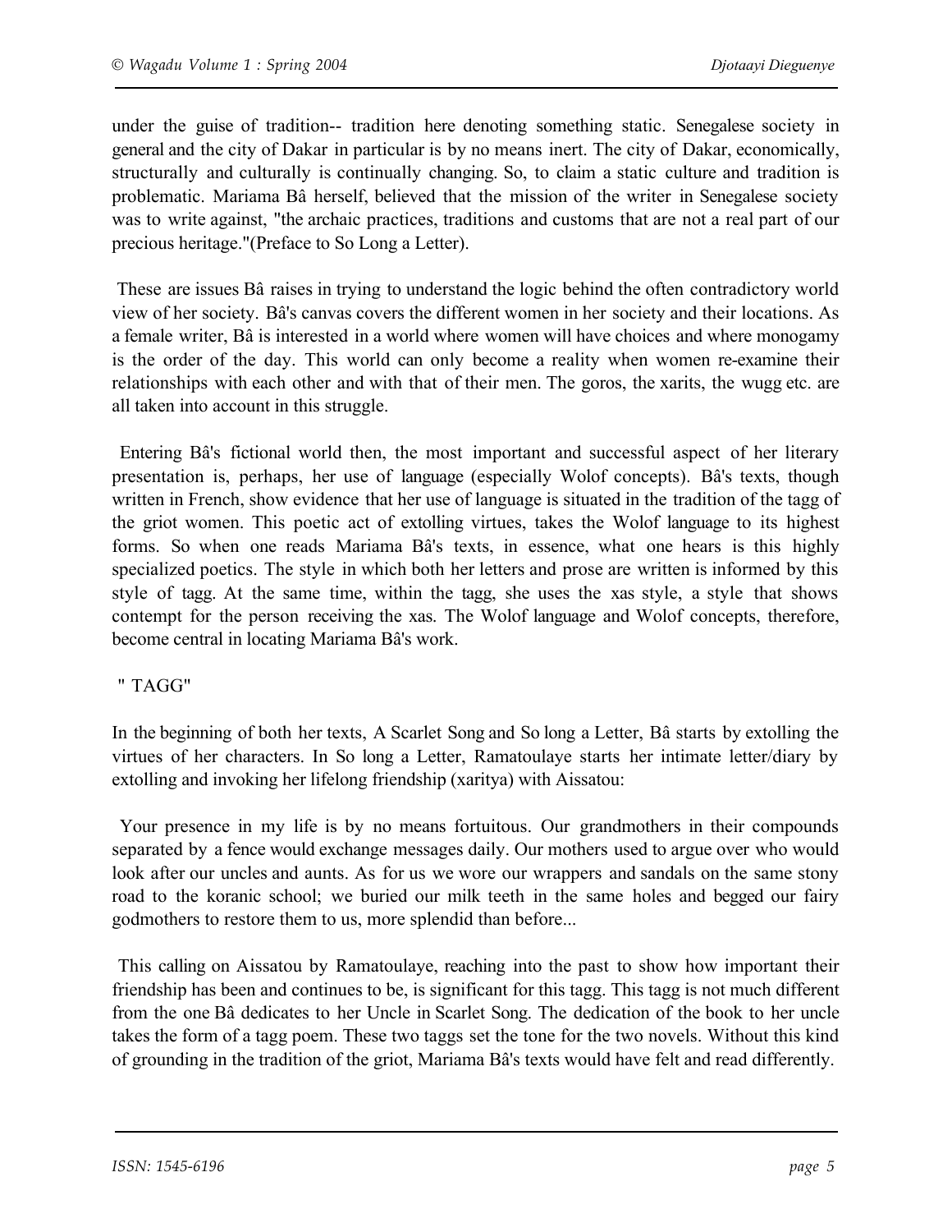under the guise of tradition-- tradition here denoting something static. Senegalese society in general and the city of Dakar in particular is by no means inert. The city of Dakar, economically, structurally and culturally is continually changing. So, to claim a static culture and tradition is problematic. Mariama Bâ herself, believed that the mission of the writer in Senegalese society was to write against, "the archaic practices, traditions and customs that are not a real part of our precious heritage."(Preface to So Long a Letter).

These are issues Bâ raises in trying to understand the logic behind the often contradictory world view of her society. Bâ's canvas covers the different women in her society and their locations. As a female writer, Bâ is interested in a world where women will have choices and where monogamy is the order of the day. This world can only become a reality when women re-examine their relationships with each other and with that of their men. The goros, the xarits, the wugg etc. are all taken into account in this struggle.

Entering Bâ's fictional world then, the most important and successful aspect of her literary presentation is, perhaps, her use of language (especially Wolof concepts). Bâ's texts, though written in French, show evidence that her use of language is situated in the tradition of the tagg of the griot women. This poetic act of extolling virtues, takes the Wolof language to its highest forms. So when one reads Mariama Bâ's texts, in essence, what one hears is this highly specialized poetics. The style in which both her letters and prose are written is informed by this style of tagg. At the same time, within the tagg, she uses the xas style, a style that shows contempt for the person receiving the xas. The Wolof language and Wolof concepts, therefore, become central in locating Mariama Bâ's work.

## " TAGG"

In the beginning of both her texts, A Scarlet Song and So long a Letter, Bâ starts by extolling the virtues of her characters. In So long a Letter, Ramatoulaye starts her intimate letter/diary by extolling and invoking her lifelong friendship (xaritya) with Aissatou:

> Your presence in my life is by no means fortuitous. Our grandmothers in their compounds separated by a fence would exchange messages daily. Our mothers used to argue over who would look after our uncles and aunts. As for us we wore our wrappers and sandals on the same stony road to the koranic school; we buried our milk teeth in the same holes and begged our fairy godmothers to restore them to us, more splendid than before...

This calling on Aissatou by Ramatoulaye, reaching into the past to show how important their friendship has been and continues to be, is significant for this tagg. This tagg is not much different from the one Bâ dedicates to her Uncle in Scarlet Song. The dedication of the book to her uncle takes the form of a tagg poem. These two taggs set the tone for the two novels. Without this kind of grounding in the tradition of the griot, Mariama Bâ's texts would have felt and read differently.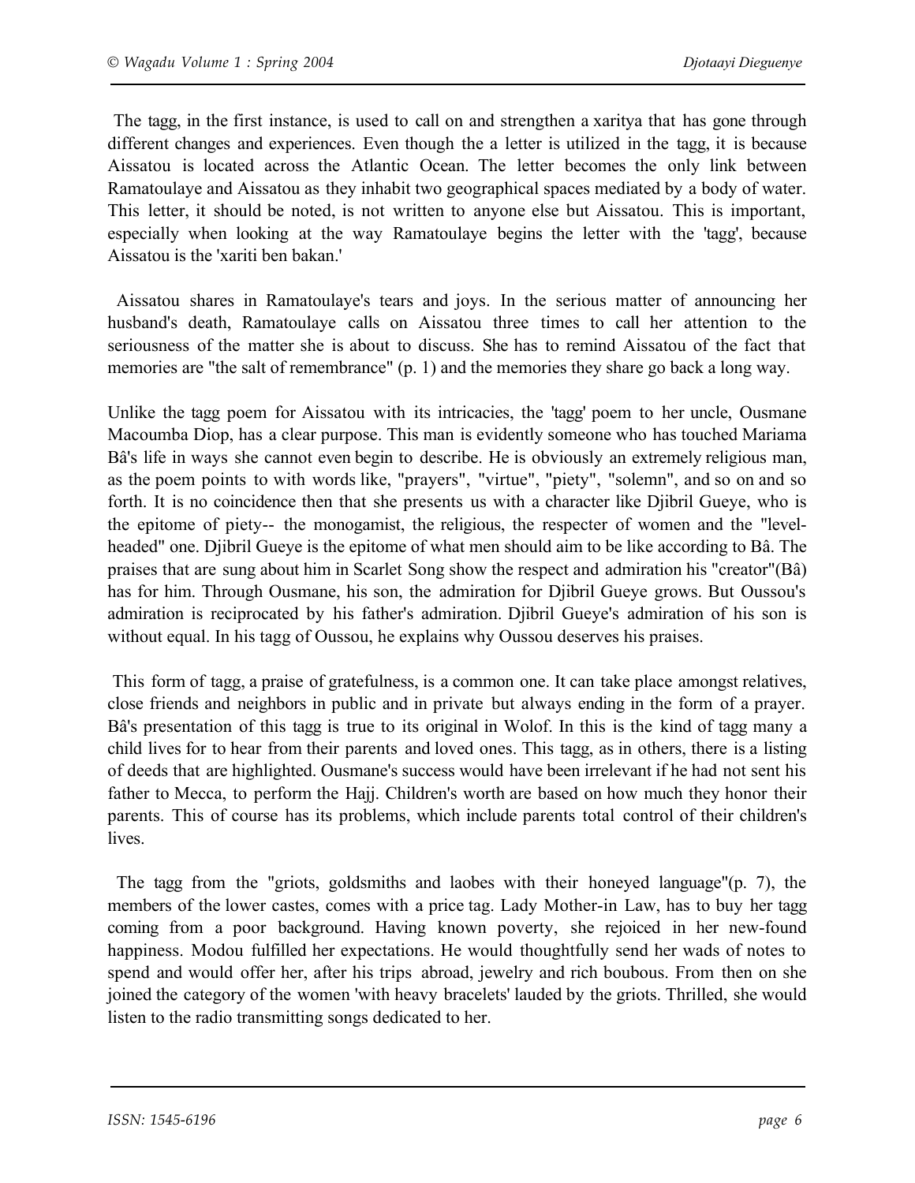The tagg, in the first instance, is used to call on and strengthen a xaritya that has gone through different changes and experiences. Even though the a letter is utilized in the tagg, it is because Aissatou is located across the Atlantic Ocean. The letter becomes the only link between Ramatoulaye and Aissatou as they inhabit two geographical spaces mediated by a body of water. This letter, it should be noted, is not written to anyone else but Aissatou. This is important, especially when looking at the way Ramatoulaye begins the letter with the 'tagg', because Aissatou is the 'xariti ben bakan.'

Aissatou shares in Ramatoulaye's tears and joys. In the serious matter of announcing her husband's death, Ramatoulaye calls on Aissatou three times to call her attention to the seriousness of the matter she is about to discuss. She has to remind Aissatou of the fact that memories are "the salt of remembrance" (p. 1) and the memories they share go back a long way.

Unlike the tagg poem for Aissatou with its intricacies, the 'tagg' poem to her uncle, Ousmane Macoumba Diop, has a clear purpose. This man is evidently someone who has touched Mariama Bâ's life in ways she cannot even begin to describe. He is obviously an extremely religious man, as the poem points to with words like, "prayers", "virtue", "piety", "solemn", and so on and so forth. It is no coincidence then that she presents us with a character like Djibril Gueye, who is the epitome of piety-- the monogamist, the religious, the respecter of women and the "level-headed" one. Djibril Gueye is the epitome of what men should aim to be like according to Bâ. The praises that are sung about him in Scarlet Song show the respect and admiration his "creator"(Bâ) has for him. Through Ousmane, his son, the admiration for Djibril Gueye grows. But Oussou's admiration is reciprocated by his father's admiration. Djibril Gueye's admiration of his son is without equal. In his tagg of Oussou, he explains why Oussou deserves his praises.

This form of tagg, a praise of gratefulness, is a common one. It can take place amongst relatives, close friends and neighbors in public and in private but always ending in the form of a prayer. Bâ's presentation of this tagg is true to its original in Wolof. In this is the kind of tagg many a child lives for to hear from their parents and loved ones. This tagg, as in others, there is a listing of deeds that are highlighted. Ousmane's success would have been irrelevant if he had not sent his father to Mecca, to perform the Hajj. Children's worth are based on how much they honor their parents. This of course has its problems, which include parents total control of their children's lives.

The tagg from the "griots, goldsmiths and laobes with their honeyed language"(p. 7), the members of the lower castes, comes with a price tag. Lady Mother-in Law, has to buy her tagg coming from a poor background. Having known poverty, she rejoiced in her new-found happiness. Modou fulfilled her expectations. He would thoughtfully send her wads of notes to spend and would offer her, after his trips abroad, jewelry and rich boubous. From then on she joined the category of the women 'with heavy bracelets' lauded by the griots. Thrilled, she would listen to the radio transmitting songs dedicated to her.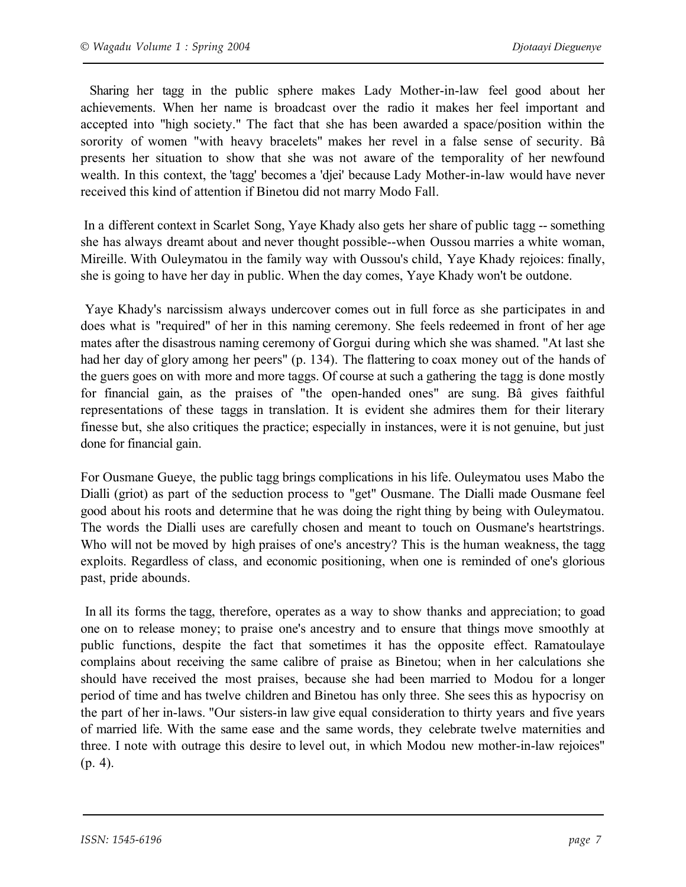Sharing her tagg in the public sphere makes Lady Mother-in-law feel good about her achievements. When her name is broadcast over the radio it makes her feel important and accepted into "high society." The fact that she has been awarded a space/position within the sorority of women "with heavy bracelets" makes her revel in a false sense of security. Bâ presents her situation to show that she was not aware of the temporality of her newfound wealth. In this context, the 'tagg' becomes a 'djei' because Lady Mother-in-law would have never received this kind of attention if Binetou did not marry Modo Fall.

In a different context in Scarlet Song, Yaye Khady also gets her share of public tagg -- something she has always dreamt about and never thought possible--when Oussou marries a white woman, Mireille. With Ouleymatou in the family way with Oussou's child, Yaye Khady rejoices: finally, she is going to have her day in public. When the day comes, Yaye Khady won't be outdone.

Yaye Khady's narcissism always undercover comes out in full force as she participates in and does what is "required" of her in this naming ceremony. She feels redeemed in front of her age mates after the disastrous naming ceremony of Gorgui during which she was shamed. "At last she had her day of glory among her peers" (p. 134). The flattering to coax money out of the hands of the guers goes on with more and more taggs. Of course at such a gathering the tagg is done mostly for financial gain, as the praises of "the open-handed ones" are sung. Bâ gives faithful representations of these taggs in translation. It is evident she admires them for their literary finesse but, she also critiques the practice; especially in instances, were it is not genuine, but just done for financial gain.

For Ousmane Gueye, the public tagg brings complications in his life. Ouleymatou uses Mabo the Dialli (griot) as part of the seduction process to "get" Ousmane. The Dialli made Ousmane feel good about his roots and determine that he was doing the right thing by being with Ouleymatou. The words the Dialli uses are carefully chosen and meant to touch on Ousmane's heartstrings. Who will not be moved by high praises of one's ancestry? This is the human weakness, the tagg exploits. Regardless of class, and economic positioning, when one is reminded of one's glorious past, pride abounds.

In all its forms the tagg, therefore, operates as a way to show thanks and appreciation; to goad one on to release money; to praise one's ancestry and to ensure that things move smoothly at public functions, despite the fact that sometimes it has the opposite effect. Ramatoulaye complains about receiving the same calibre of praise as Binetou; when in her calculations she should have received the most praises, because she had been married to Modou for a longer period of time and has twelve children and Binetou has only three. She sees this as hypocrisy on the part of her in-laws. "Our sisters-in law give equal consideration to thirty years and five years of married life. With the same ease and the same words, they celebrate twelve maternities and three. I note with outrage this desire to level out, in which Modou new mother-in-law rejoices" (p. 4).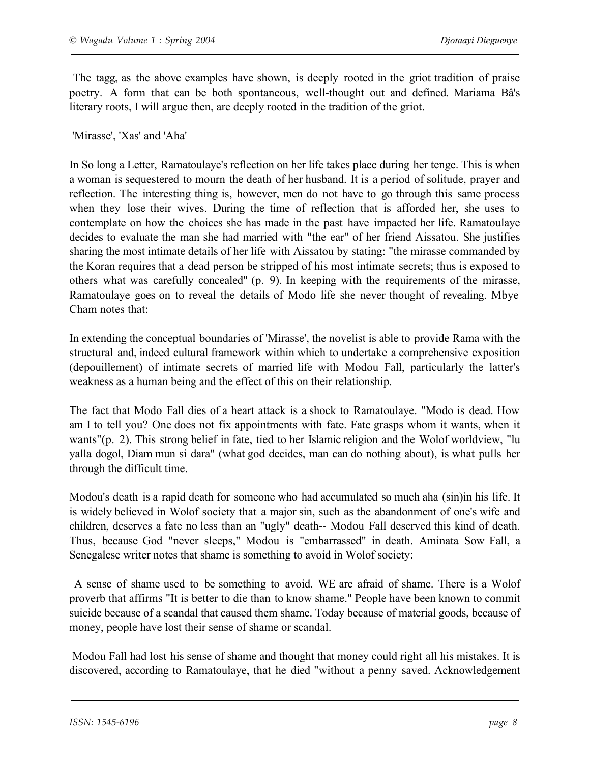The tagg, as the above examples have shown, is deeply rooted in the griot tradition of praise poetry. A form that can be both spontaneous, well-thought out and defined. Mariama Bâ's literary roots, I will argue then, are deeply rooted in the tradition of the griot.

'Mirasse', 'Xas' and 'Aha'

In So long a Letter, Ramatoulaye's reflection on her life takes place during her tenge. This is when a woman is sequestered to mourn the death of her husband. It is a period of solitude, prayer and reflection. The interesting thing is, however, men do not have to go through this same process when they lose their wives. During the time of reflection that is afforded her, she uses to contemplate on how the choices she has made in the past have impacted her life. Ramatoulaye decides to evaluate the man she had married with "the ear" of her friend Aissatou. She justifies sharing the most intimate details of her life with Aissatou by stating: "the mirasse commanded by the Koran requires that a dead person be stripped of his most intimate secrets; thus is exposed to others what was carefully concealed" (p. 9). In keeping with the requirements of the mirasse, Ramatoulaye goes on to reveal the details of Modo life she never thought of revealing. Mbye Cham notes that:

In extending the conceptual boundaries of 'Mirasse', the novelist is able to provide Rama with the structural and, indeed cultural framework within which to undertake a comprehensive exposition (depouillement) of intimate secrets of married life with Modou Fall, particularly the latter's weakness as a human being and the effect of this on their relationship.

The fact that Modo Fall dies of a heart attack is a shock to Ramatoulaye. "Modo is dead. How am I to tell you? One does not fix appointments with fate. Fate grasps whom it wants, when it wants"(p. 2). This strong belief in fate, tied to her Islamic religion and the Wolof worldview, "lu yalla dogol, Diam mun si dara" (what god decides, man can do nothing about), is what pulls her through the difficult time.

Modou's death is a rapid death for someone who had accumulated so much aha (sin)in his life. It is widely believed in Wolof society that a major sin, such as the abandonment of one's wife and children, deserves a fate no less than an "ugly" death-- Modou Fall deserved this kind of death. Thus, because God "never sleeps," Modou is "embarrassed" in death. Aminata Sow Fall, a Senegalese writer notes that shame is something to avoid in Wolof society:

A sense of shame used to be something to avoid. WE are afraid of shame. There is a Wolof proverb that affirms "It is better to die than to know shame." People have been known to commit suicide because of a scandal that caused them shame. Today because of material goods, because of money, people have lost their sense of shame or scandal.

Modou Fall had lost his sense of shame and thought that money could right all his mistakes. It is discovered, according to Ramatoulaye, that he died "without a penny saved. Acknowledgement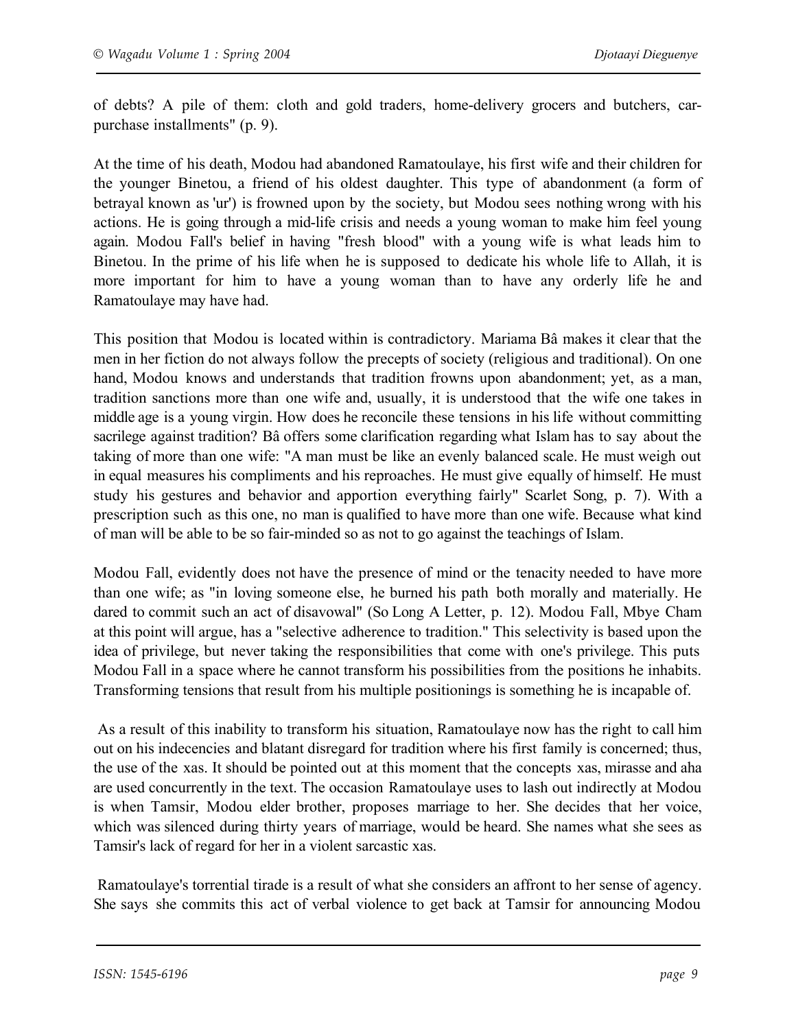of debts? A pile of them: cloth and gold traders, home-delivery grocers and butchers, car-purchase installments" (p. 9).

At the time of his death, Modou had abandoned Ramatoulaye, his first wife and their children for the younger Binetou, a friend of his oldest daughter. This type of abandonment (a form of betrayal known as 'ur') is frowned upon by the society, but Modou sees nothing wrong with his actions. He is going through a mid-life crisis and needs a young woman to make him feel young again. Modou Fall's belief in having "fresh blood" with a young wife is what leads him to Binetou. In the prime of his life when he is supposed to dedicate his whole life to Allah, it is more important for him to have a young woman than to have any orderly life he and Ramatoulaye may have had.

This position that Modou is located within is contradictory. Mariama Bâ makes it clear that the men in her fiction do not always follow the precepts of society (religious and traditional). On one hand, Modou knows and understands that tradition frowns upon abandonment; yet, as a man, tradition sanctions more than one wife and, usually, it is understood that the wife one takes in middle age is a young virgin. How does he reconcile these tensions in his life without committing sacrilege against tradition? Bâ offers some clarification regarding what Islam has to say about the taking of more than one wife: "A man must be like an evenly balanced scale. He must weigh out in equal measures his compliments and his reproaches. He must give equally of himself. He must study his gestures and behavior and apportion everything fairly" Scarlet Song, p. 7). With a prescription such as this one, no man is qualified to have more than one wife. Because what kind of man will be able to be so fair-minded so as not to go against the teachings of Islam.

Modou Fall, evidently does not have the presence of mind or the tenacity needed to have more than one wife; as "in loving someone else, he burned his path both morally and materially. He dared to commit such an act of disavowal" (So Long A Letter, p. 12). Modou Fall, Mbye Cham at this point will argue, has a "selective adherence to tradition." This selectivity is based upon the idea of privilege, but never taking the responsibilities that come with one's privilege. This puts Modou Fall in a space where he cannot transform his possibilities from the positions he inhabits. Transforming tensions that result from his multiple positionings is something he is incapable of.

As a result of this inability to transform his situation, Ramatoulaye now has the right to call him out on his indecencies and blatant disregard for tradition where his first family is concerned; thus, the use of the xas. It should be pointed out at this moment that the concepts xas, mirasse and aha are used concurrently in the text. The occasion Ramatoulaye uses to lash out indirectly at Modou is when Tamsir, Modou elder brother, proposes marriage to her. She decides that her voice, which was silenced during thirty years of marriage, would be heard. She names what she sees as Tamsir's lack of regard for her in a violent sarcastic xas.

Ramatoulaye's torrential tirade is a result of what she considers an affront to her sense of agency. She says she commits this act of verbal violence to get back at Tamsir for announcing Modou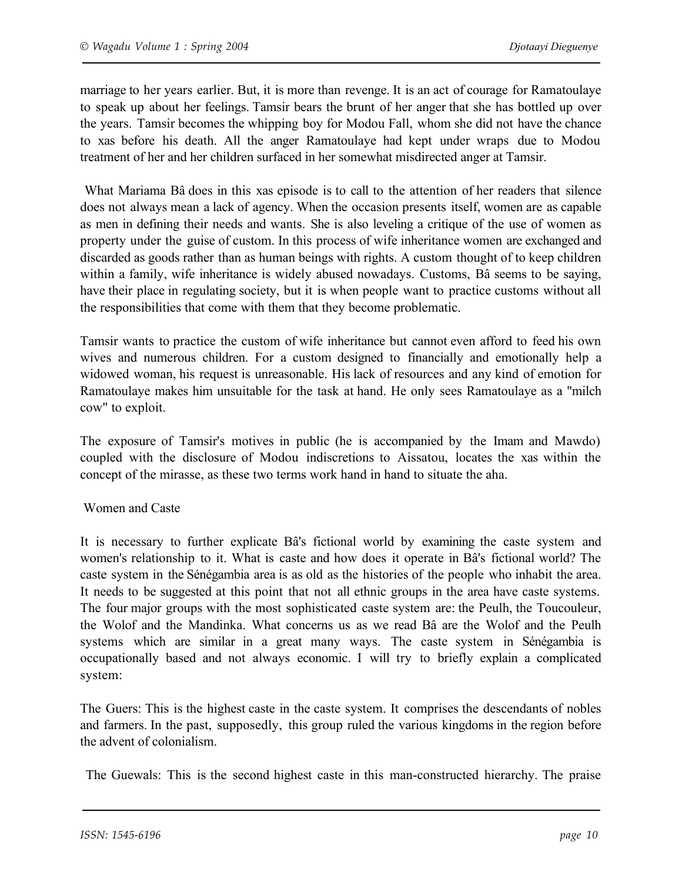marriage to her years earlier. But, it is more than revenge. It is an act of courage for Ramatoulaye to speak up about her feelings. Tamsir bears the brunt of her anger that she has bottled up over the years. Tamsir becomes the whipping boy for Modou Fall, whom she did not have the chance to xas before his death. All the anger Ramatoulaye had kept under wraps due to Modou treatment of her and her children surfaced in her somewhat misdirected anger at Tamsir.

What Mariama Bâ does in this xas episode is to call to the attention of her readers that silence does not always mean a lack of agency. When the occasion presents itself, women are as capable as men in defining their needs and wants. She is also leveling a critique of the use of women as property under the guise of custom. In this process of wife inheritance women are exchanged and discarded as goods rather than as human beings with rights. A custom thought of to keep children within a family, wife inheritance is widely abused nowadays. Customs, Bâ seems to be saying, have their place in regulating society, but it is when people want to practice customs without all the responsibilities that come with them that they become problematic.

Tamsir wants to practice the custom of wife inheritance but cannot even afford to feed his own wives and numerous children. For a custom designed to financially and emotionally help a widowed woman, his request is unreasonable. His lack of resources and any kind of emotion for Ramatoulaye makes him unsuitable for the task at hand. He only sees Ramatoulaye as a "milch cow" to exploit.

The exposure of Tamsir's motives in public (he is accompanied by the Imam and Mawdo) coupled with the disclosure of Modou indiscretions to Aissatou, locates the xas within the concept of the mirasse, as these two terms work hand in hand to situate the aha.

## Women and Caste

It is necessary to further explicate Bâ's fictional world by examining the caste system and women's relationship to it. What is caste and how does it operate in Bâ's fictional world? The caste system in the Sénégambia area is as old as the histories of the people who inhabit the area. It needs to be suggested at this point that not all ethnic groups in the area have caste systems. The four major groups with the most sophisticated caste system are: the Peulh, the Toucouleur, the Wolof and the Mandinka. What concerns us as we read Bâ are the Wolof and the Peulh systems which are similar in a great many ways. The caste system in Sénégambia is occupationally based and not always economic. I will try to briefly explain a complicated system:

The Guers: This is the highest caste in the caste system. It comprises the descendants of nobles and farmers. In the past, supposedly, this group ruled the various kingdoms in the region before the advent of colonialism.

The Guewals: This is the second highest caste in this man-constructed hierarchy. The praise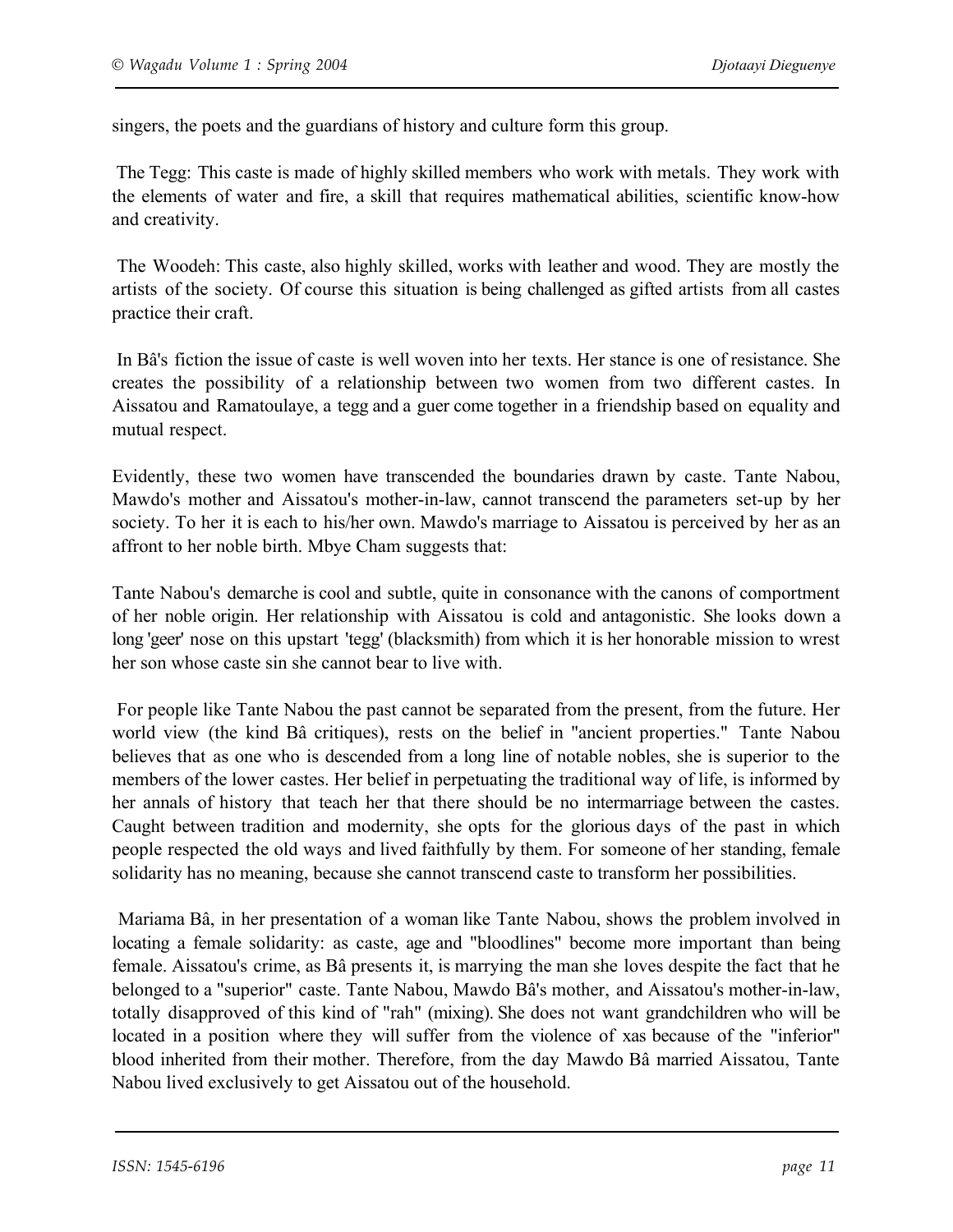singers, the poets and the guardians of history and culture form this group.

The Tegg: This caste is made of highly skilled members who work with metals. They work with the elements of water and fire, a skill that requires mathematical abilities, scientific know-how and creativity.

The Woodeh: This caste, also highly skilled, works with leather and wood. They are mostly the artists of the society. Of course this situation is being challenged as gifted artists from all castes practice their craft.

In Bâ's fiction the issue of caste is well woven into her texts. Her stance is one of resistance. She creates the possibility of a relationship between two women from two different castes. In Aissatou and Ramatoulaye, a tegg and a guer come together in a friendship based on equality and mutual respect.

Evidently, these two women have transcended the boundaries drawn by caste. Tante Nabou, Mawdo's mother and Aissatou's mother-in-law, cannot transcend the parameters set-up by her society. To her it is each to his/her own. Mawdo's marriage to Aissatou is perceived by her as an affront to her noble birth. Mbye Cham suggests that:

Tante Nabou's demarche is cool and subtle, quite in consonance with the canons of comportment of her noble origin. Her relationship with Aissatou is cold and antagonistic. She looks down a long 'geer' nose on this upstart 'tegg' (blacksmith) from which it is her honorable mission to wrest her son whose caste sin she cannot bear to live with.

For people like Tante Nabou the past cannot be separated from the present, from the future. Her world view (the kind Bâ critiques), rests on the belief in "ancient properties." Tante Nabou believes that as one who is descended from a long line of notable nobles, she is superior to the members of the lower castes. Her belief in perpetuating the traditional way of life, is informed by her annals of history that teach her that there should be no intermarriage between the castes. Caught between tradition and modernity, she opts for the glorious days of the past in which people respected the old ways and lived faithfully by them. For someone of her standing, female solidarity has no meaning, because she cannot transcend caste to transform her possibilities.

Mariama Bâ, in her presentation of a woman like Tante Nabou, shows the problem involved in locating a female solidarity: as caste, age and "bloodlines" become more important than being female. Aissatou's crime, as Bâ presents it, is marrying the man she loves despite the fact that he belonged to a "superior" caste. Tante Nabou, Mawdo Bâ's mother, and Aissatou's mother-in-law, totally disapproved of this kind of "rah" (mixing). She does not want grandchildren who will be located in a position where they will suffer from the violence of xas because of the "inferior" blood inherited from their mother. Therefore, from the day Mawdo Bâ married Aissatou, Tante Nabou lived exclusively to get Aissatou out of the household.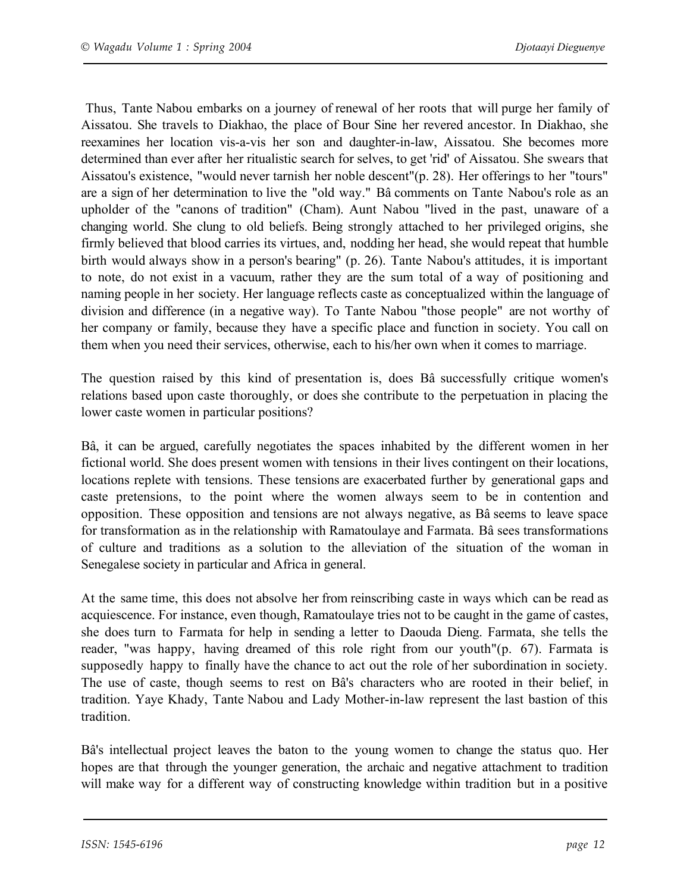Thus, Tante Nabou embarks on a journey of renewal of her roots that will purge her family of Aissatou. She travels to Diakhao, the place of Bour Sine her revered ancestor. In Diakhao, she reexamines her location vis-a-vis her son and daughter-in-law, Aissatou. She becomes more determined than ever after her ritualistic search for selves, to get 'rid' of Aissatou. She swears that Aissatou's existence, "would never tarnish her noble descent"(p. 28). Her offerings to her "tours" are a sign of her determination to live the "old way." Bâ comments on Tante Nabou's role as an upholder of the "canons of tradition" (Cham). Aunt Nabou "lived in the past, unaware of a changing world. She clung to old beliefs. Being strongly attached to her privileged origins, she firmly believed that blood carries its virtues, and, nodding her head, she would repeat that humble birth would always show in a person's bearing" (p. 26). Tante Nabou's attitudes, it is important to note, do not exist in a vacuum, rather they are the sum total of a way of positioning and naming people in her society. Her language reflects caste as conceptualized within the language of division and difference (in a negative way). To Tante Nabou "those people" are not worthy of her company or family, because they have a specific place and function in society. You call on them when you need their services, otherwise, each to his/her own when it comes to marriage.

The question raised by this kind of presentation is, does Bâ successfully critique women's relations based upon caste thoroughly, or does she contribute to the perpetuation in placing the lower caste women in particular positions?

Bâ, it can be argued, carefully negotiates the spaces inhabited by the different women in her fictional world. She does present women with tensions in their lives contingent on their locations, locations replete with tensions. These tensions are exacerbated further by generational gaps and caste pretensions, to the point where the women always seem to be in contention and opposition. These opposition and tensions are not always negative, as Bâ seems to leave space for transformation as in the relationship with Ramatoulaye and Farmata. Bâ sees transformations of culture and traditions as a solution to the alleviation of the situation of the woman in Senegalese society in particular and Africa in general.

At the same time, this does not absolve her from reinscribing caste in ways which can be read as acquiescence. For instance, even though, Ramatoulaye tries not to be caught in the game of castes, she does turn to Farmata for help in sending a letter to Daouda Dieng. Farmata, she tells the reader, "was happy, having dreamed of this role right from our youth"(p. 67). Farmata is supposedly happy to finally have the chance to act out the role of her subordination in society. The use of caste, though seems to rest on Bâ's characters who are rooted in their belief, in tradition. Yaye Khady, Tante Nabou and Lady Mother-in-law represent the last bastion of this tradition.

Bâ's intellectual project leaves the baton to the young women to change the status quo. Her hopes are that through the younger generation, the archaic and negative attachment to tradition will make way for a different way of constructing knowledge within tradition but in a positive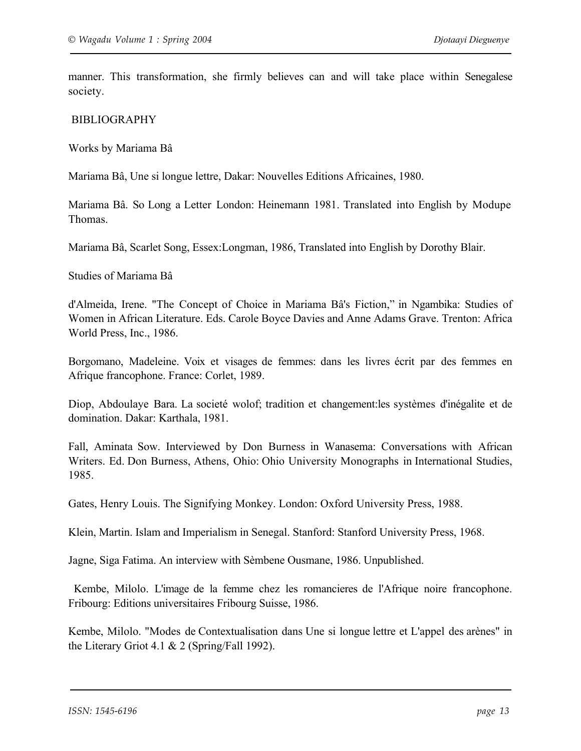manner. This transformation, she firmly believes can and will take place within Senegalese society.

## BIBLIOGRAPHY

### Works by Mariama Bâ

Mariama Bâ, Une si longue lettre, Dakar: Nouvelles Editions Africaines, 1980.

Mariama Bâ. So Long a Letter London: Heinemann 1981. Translated into English by Modupe Thomas.

Mariama Bâ, Scarlet Song, Essex:Longman, 1986, Translated into English by Dorothy Blair.

### Studies of Mariama Bâ

d'Almeida, Irene. "The Concept of Choice in Mariama Bâ's Fiction," in Ngambika: Studies of Women in African Literature. Eds. Carole Boyce Davies and Anne Adams Grave. Trenton: Africa World Press, Inc., 1986.

Borgomano, Madeleine. Voix et visages de femmes: dans les livres écrit par des femmes en Afrique francophone. France: Corlet, 1989.

Diop, Abdoulaye Bara. La societé wolof; tradition et changement:les systèmes d'inégalite et de domination. Dakar: Karthala, 1981.

Fall, Aminata Sow. Interviewed by Don Burness in Wanasema: Conversations with African Writers. Ed. Don Burness, Athens, Ohio: Ohio University Monographs in International Studies, 1985.

Gates, Henry Louis. The Signifying Monkey. London: Oxford University Press, 1988.

Klein, Martin. Islam and Imperialism in Senegal. Stanford: Stanford University Press, 1968.

Jagne, Siga Fatima. An interview with Sèmbene Ousmane, 1986. Unpublished.

Kembe, Milolo. L'image de la femme chez les romancieres de l'Afrique noire francophone. Fribourg: Editions universitaires Fribourg Suisse, 1986.

Kembe, Milolo. "Modes de Contextualisation dans Une si longue lettre et L'appel des arènes" in the Literary Griot 4.1 & 2 (Spring/Fall 1992).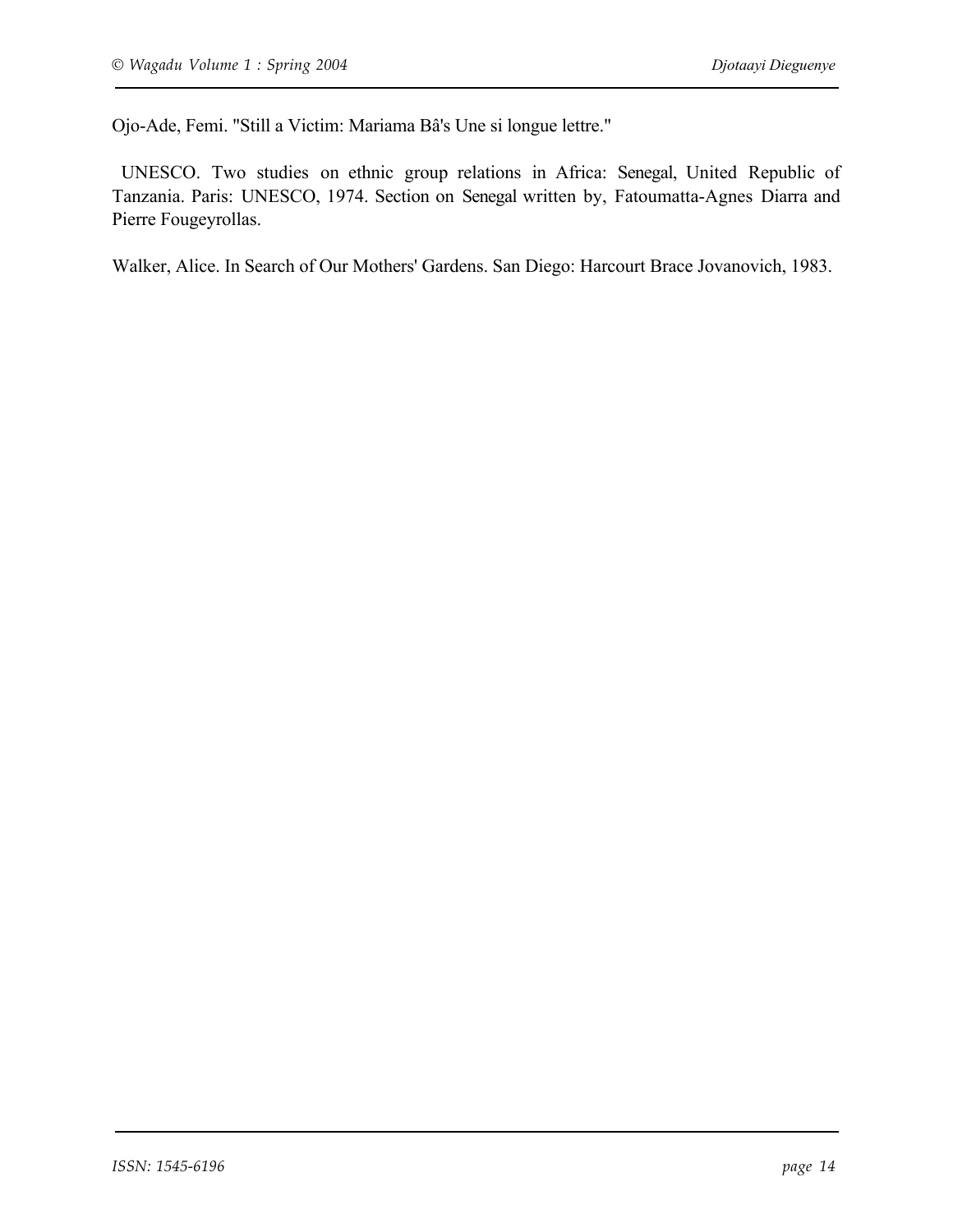Ojo-Ade, Femi. "Still a Victim: Mariama Bâ's Une si longue lettre."

UNESCO. Two studies on ethnic group relations in Africa: Senegal, United Republic of Tanzania. Paris: UNESCO, 1974. Section on Senegal written by, Fatoumatta-Agnes Diarra and Pierre Fougeyrollas.

Walker, Alice. In Search of Our Mothers' Gardens. San Diego: Harcourt Brace Jovanovich, 1983.